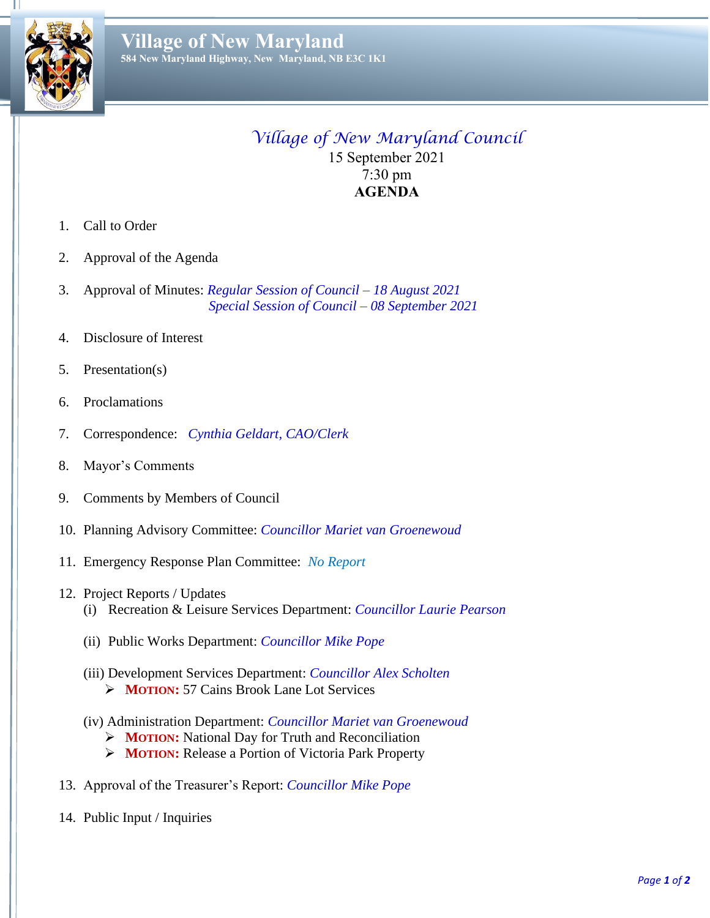# Village of New Maryland

584 New Maryland Highway, New Maryland, NB E3C 1K1

## *Village of New Maryland Council*

15 September 2021
7:30 pm
**AGENDA**

1. Call to Order
2. Approval of the Agenda
3. Approval of Minutes: *Regular Session of Council – 18 August 2021*
   *Special Session of Council – 08 September 2021*
4. Disclosure of Interest
5. Presentation(s)
6. Proclamations
7. Correspondence: *Cynthia Geldart, CAO/Clerk*
8. Mayor's Comments
9. Comments by Members of Council
10. Planning Advisory Committee: *Councillor Mariet van Groenewoud*
11. Emergency Response Plan Committee: *No Report*
12. Project Reports / Updates
    (i) Recreation & Leisure Services Department: *Councillor Laurie Pearson*

    (ii) Public Works Department: *Councillor Mike Pope*

    (iii) Development Services Department: *Councillor Alex Scholten*
    - **MOTION:** 57 Cains Brook Lane Lot Services

    (iv) Administration Department: *Councillor Mariet van Groenewoud*
    - **MOTION:** National Day for Truth and Reconciliation
    - **MOTION:** Release a Portion of Victoria Park Property
13. Approval of the Treasurer's Report: *Councillor Mike Pope*
14. Public Input / Inquiries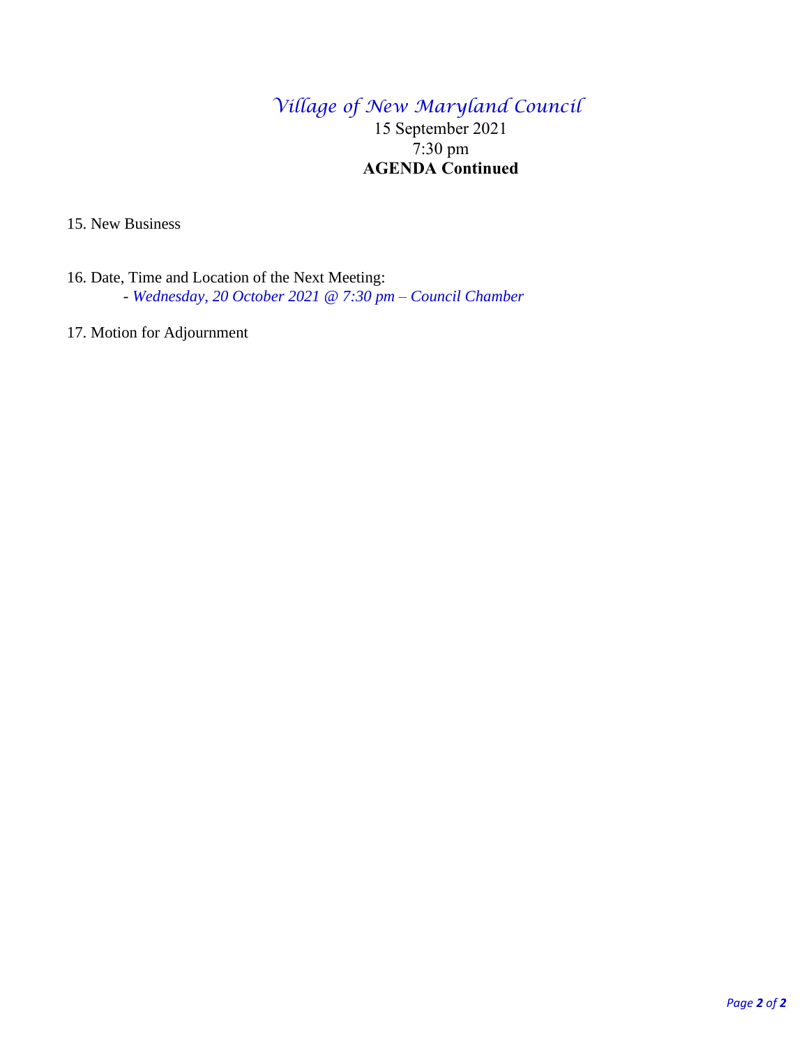# *Village of New Maryland Council*

15 September 2021
7:30 pm
**AGENDA Continued**

15. New Business

16. Date, Time and Location of the Next Meeting:
    - *Wednesday, 20 October 2021 @ 7:30 pm – Council Chamber*

17. Motion for Adjournment